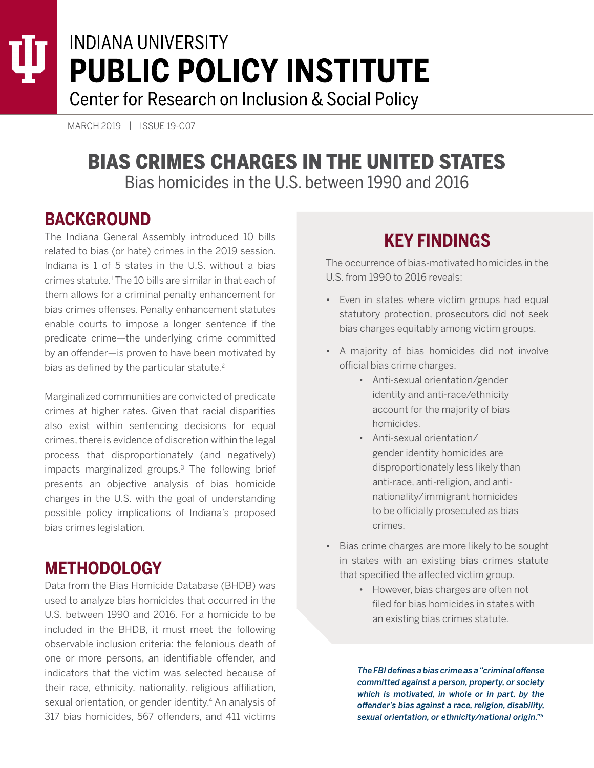# INDIANA UNIVERSITY PUBLIC POLICY INSTITUTE

Center for Research on Inclusion & Social Policy

MARCH 2019 | ISSUE 19-C07

# BIAS CRIMES CHARGES IN THE UNITED STATES

Bias homicides in the U.S. between 1990 and 2016

## BACKGROUND

The Indiana General Assembly introduced 10 bills related to bias (or hate) crimes in the 2019 session. Indiana is 1 of 5 states in the U.S. without a bias crimes statute.[1] The 10 bills are similar in that each of them allows for a criminal penalty enhancement for bias crimes offenses. Penalty enhancement statutes enable courts to impose a longer sentence if the predicate crime—the underlying crime committed by an offender—is proven to have been motivated by bias as defined by the particular statute.[2]

Marginalized communities are convicted of predicate crimes at higher rates. Given that racial disparities also exist within sentencing decisions for equal crimes, there is evidence of discretion within the legal process that disproportionately (and negatively) impacts marginalized groups.[3] The following brief presents an objective analysis of bias homicide charges in the U.S. with the goal of understanding possible policy implications of Indiana's proposed bias crimes legislation.

## METHODOLOGY

Data from the Bias Homicide Database (BHDB) was used to analyze bias homicides that occurred in the U.S. between 1990 and 2016. For a homicide to be included in the BHDB, it must meet the following observable inclusion criteria: the felonious death of one or more persons, an identifiable offender, and indicators that the victim was selected because of their race, ethnicity, nationality, religious affiliation, sexual orientation, or gender identity.[4] An analysis of 317 bias homicides, 567 offenders, and 411 victims

## KEY FINDINGS

The occurrence of bias-motivated homicides in the U.S. from 1990 to 2016 reveals:

- Even in states where victim groups had equal statutory protection, prosecutors did not seek bias charges equitably among victim groups.
- A majority of bias homicides did not involve official bias crime charges.
  - Anti-sexual orientation/gender identity and anti-race/ethnicity account for the majority of bias homicides.
  - Anti-sexual orientation/gender identity homicides are disproportionately less likely than anti-race, anti-religion, and anti-nationality/immigrant homicides to be officially prosecuted as bias crimes.
- Bias crime charges are more likely to be sought in states with an existing bias crimes statute that specified the affected victim group.
  - However, bias charges are often not filed for bias homicides in states with an existing bias crimes statute.

***The FBI defines a bias crime as a "criminal offense committed against a person, property, or society which is motivated, in whole or in part, by the offender's bias against a race, religion, disability, sexual orientation, or ethnicity/national origin."[5]***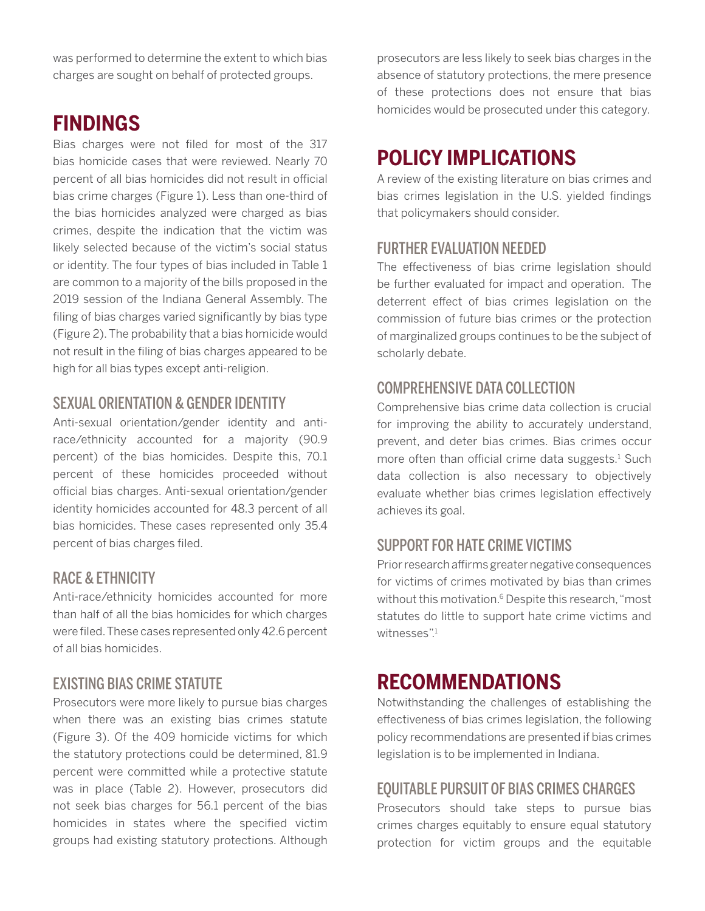was performed to determine the extent to which bias charges are sought on behalf of protected groups.

## FINDINGS

Bias charges were not filed for most of the 317 bias homicide cases that were reviewed. Nearly 70 percent of all bias homicides did not result in official bias crime charges (Figure 1). Less than one-third of the bias homicides analyzed were charged as bias crimes, despite the indication that the victim was likely selected because of the victim's social status or identity. The four types of bias included in Table 1 are common to a majority of the bills proposed in the 2019 session of the Indiana General Assembly. The filing of bias charges varied significantly by bias type (Figure 2). The probability that a bias homicide would not result in the filing of bias charges appeared to be high for all bias types except anti-religion.

### SEXUAL ORIENTATION & GENDER IDENTITY

Anti-sexual orientation/gender identity and anti-race/ethnicity accounted for a majority (90.9 percent) of the bias homicides. Despite this, 70.1 percent of these homicides proceeded without official bias charges. Anti-sexual orientation/gender identity homicides accounted for 48.3 percent of all bias homicides. These cases represented only 35.4 percent of bias charges filed.

### RACE & ETHNICITY

Anti-race/ethnicity homicides accounted for more than half of all the bias homicides for which charges were filed. These cases represented only 42.6 percent of all bias homicides.

### EXISTING BIAS CRIME STATUTE

Prosecutors were more likely to pursue bias charges when there was an existing bias crimes statute (Figure 3). Of the 409 homicide victims for which the statutory protections could be determined, 81.9 percent were committed while a protective statute was in place (Table 2). However, prosecutors did not seek bias charges for 56.1 percent of the bias homicides in states where the specified victim groups had existing statutory protections. Although prosecutors are less likely to seek bias charges in the absence of statutory protections, the mere presence of these protections does not ensure that bias homicides would be prosecuted under this category.

## POLICY IMPLICATIONS

A review of the existing literature on bias crimes and bias crimes legislation in the U.S. yielded findings that policymakers should consider.

### FURTHER EVALUATION NEEDED

The effectiveness of bias crime legislation should be further evaluated for impact and operation. The deterrent effect of bias crimes legislation on the commission of future bias crimes or the protection of marginalized groups continues to be the subject of scholarly debate.

### COMPREHENSIVE DATA COLLECTION

Comprehensive bias crime data collection is crucial for improving the ability to accurately understand, prevent, and deter bias crimes. Bias crimes occur more often than official crime data suggests.[1] Such data collection is also necessary to objectively evaluate whether bias crimes legislation effectively achieves its goal.

### SUPPORT FOR HATE CRIME VICTIMS

Prior research affirms greater negative consequences for victims of crimes motivated by bias than crimes without this motivation.[6] Despite this research, "most statutes do little to support hate crime victims and witnesses".[1]

## RECOMMENDATIONS

Notwithstanding the challenges of establishing the effectiveness of bias crimes legislation, the following policy recommendations are presented if bias crimes legislation is to be implemented in Indiana.

### EQUITABLE PURSUIT OF BIAS CRIMES CHARGES

Prosecutors should take steps to pursue bias crimes charges equitably to ensure equal statutory protection for victim groups and the equitable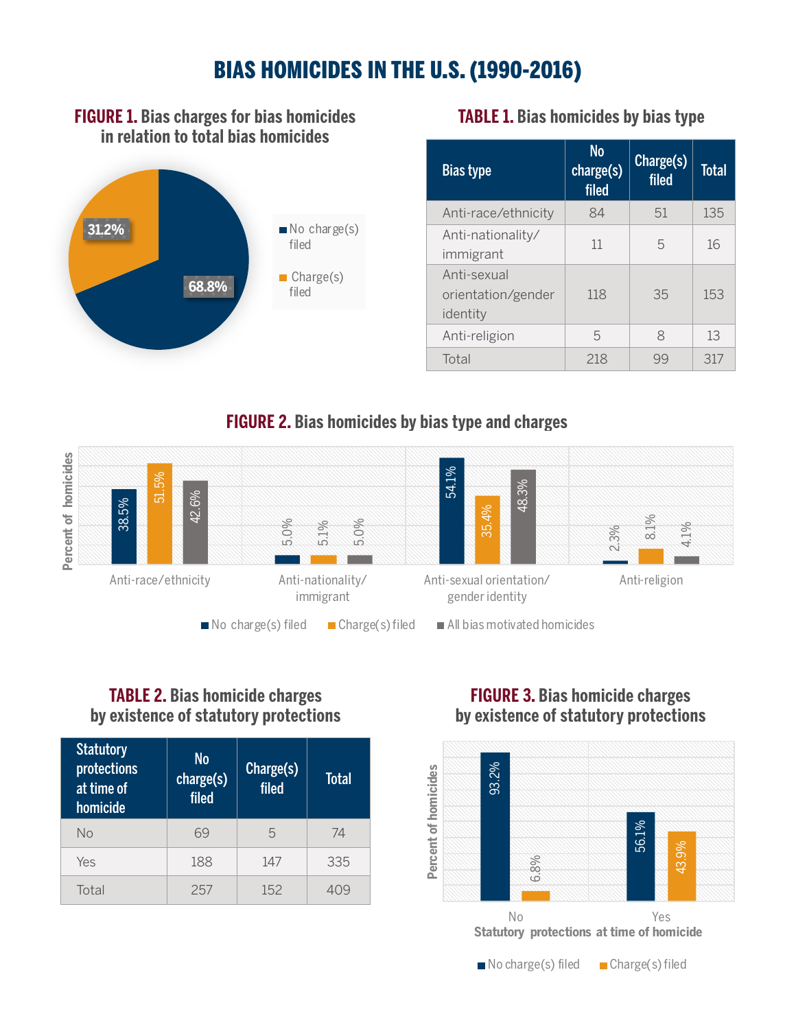# BIAS HOMICIDES IN THE U.S. (1990-2016)

## FIGURE 1. Bias charges for bias homicides in relation to total bias homicides

- No charge(s) filed: 68.8%
- Charge(s) filed: 31.2%

## TABLE 1. Bias homicides by bias type

| Bias type | No charge(s) filed | Charge(s) filed | Total |
|---|---|---|---|
| Anti-race/ethnicity | 84 | 51 | 135 |
| Anti-nationality/immigrant | 11 | 5 | 16 |
| Anti-sexual orientation/gender identity | 118 | 35 | 153 |
| Anti-religion | 5 | 8 | 13 |
| Total | 218 | 99 | 317 |

## FIGURE 2. Bias homicides by bias type and charges

| Percent of homicides | No charge(s) filed | Charge(s) filed | All bias motivated homicides |
|---|---|---|---|
| Anti-race/ethnicity | 38.5% | 51.5% | 42.6% |
| Anti-nationality/immigrant | 5.0% | 5.1% | 5.0% |
| Anti-sexual orientation/gender identity | 54.1% | 35.4% | 48.3% |
| Anti-religion | 2.3% | 8.1% | 4.1% |

## TABLE 2. Bias homicide charges by existence of statutory protections

| Statutory protections at time of homicide | No charge(s) filed | Charge(s) filed | Total |
|---|---|---|---|
| No | 69 | 5 | 74 |
| Yes | 188 | 147 | 335 |
| Total | 257 | 152 | 409 |

## FIGURE 3. Bias homicide charges by existence of statutory protections

| Statutory protections at time of homicide | No charge(s) filed | Charge(s) filed |
|---|---|---|
| No | 93.2% | 6.8% |
| Yes | 56.1% | 43.9% |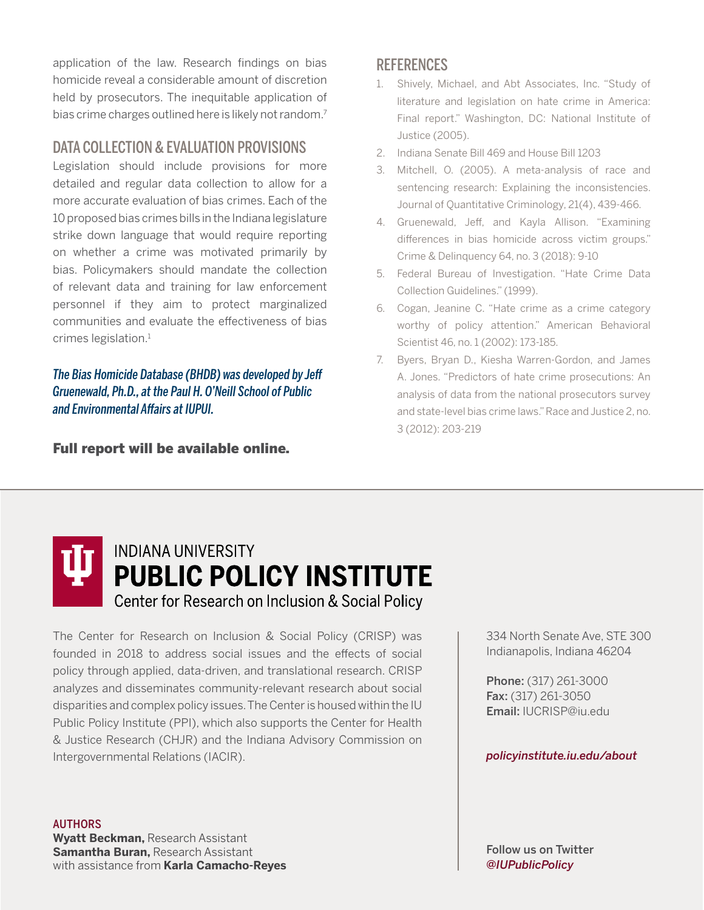application of the law. Research findings on bias homicide reveal a considerable amount of discretion held by prosecutors. The inequitable application of bias crime charges outlined here is likely not random.[7]

## DATA COLLECTION & EVALUATION PROVISIONS

Legislation should include provisions for more detailed and regular data collection to allow for a more accurate evaluation of bias crimes. Each of the 10 proposed bias crimes bills in the Indiana legislature strike down language that would require reporting on whether a crime was motivated primarily by bias. Policymakers should mandate the collection of relevant data and training for law enforcement personnel if they aim to protect marginalized communities and evaluate the effectiveness of bias crimes legislation.[1]

***The Bias Homicide Database (BHDB) was developed by Jeff Gruenewald, Ph.D., at the Paul H. O'Neill School of Public and Environmental Affairs at IUPUI.***

**Full report will be available online.**

## REFERENCES

1. Shively, Michael, and Abt Associates, Inc. "Study of literature and legislation on hate crime in America: Final report." Washington, DC: National Institute of Justice (2005).
2. Indiana Senate Bill 469 and House Bill 1203
3. Mitchell, O. (2005). A meta-analysis of race and sentencing research: Explaining the inconsistencies. Journal of Quantitative Criminology, 21(4), 439-466.
4. Gruenewald, Jeff, and Kayla Allison. "Examining differences in bias homicide across victim groups." Crime & Delinquency 64, no. 3 (2018): 9-10
5. Federal Bureau of Investigation. "Hate Crime Data Collection Guidelines." (1999).
6. Cogan, Jeanine C. "Hate crime as a crime category worthy of policy attention." American Behavioral Scientist 46, no. 1 (2002): 173-185.
7. Byers, Bryan D., Kiesha Warren-Gordon, and James A. Jones. "Predictors of hate crime prosecutions: An analysis of data from the national prosecutors survey and state-level bias crime laws." Race and Justice 2, no. 3 (2012): 203-219

---

INDIANA UNIVERSITY
**PUBLIC POLICY INSTITUTE**
Center for Research on Inclusion & Social Policy

The Center for Research on Inclusion & Social Policy (CRISP) was founded in 2018 to address social issues and the effects of social policy through applied, data-driven, and translational research. CRISP analyzes and disseminates community-relevant research about social disparities and complex policy issues. The Center is housed within the IU Public Policy Institute (PPI), which also supports the Center for Health & Justice Research (CHJR) and the Indiana Advisory Commission on Intergovernmental Relations (IACIR).

334 North Senate Ave, STE 300
Indianapolis, Indiana 46204

**Phone:** (317) 261-3000
**Fax:** (317) 261-3050
**Email:** IUCRISP@iu.edu

*policyinstitute.iu.edu/about*

AUTHORS
**Wyatt Beckman,** Research Assistant
**Samantha Buran,** Research Assistant
with assistance from **Karla Camacho-Reyes**

Follow us on Twitter
*@IUPublicPolicy*